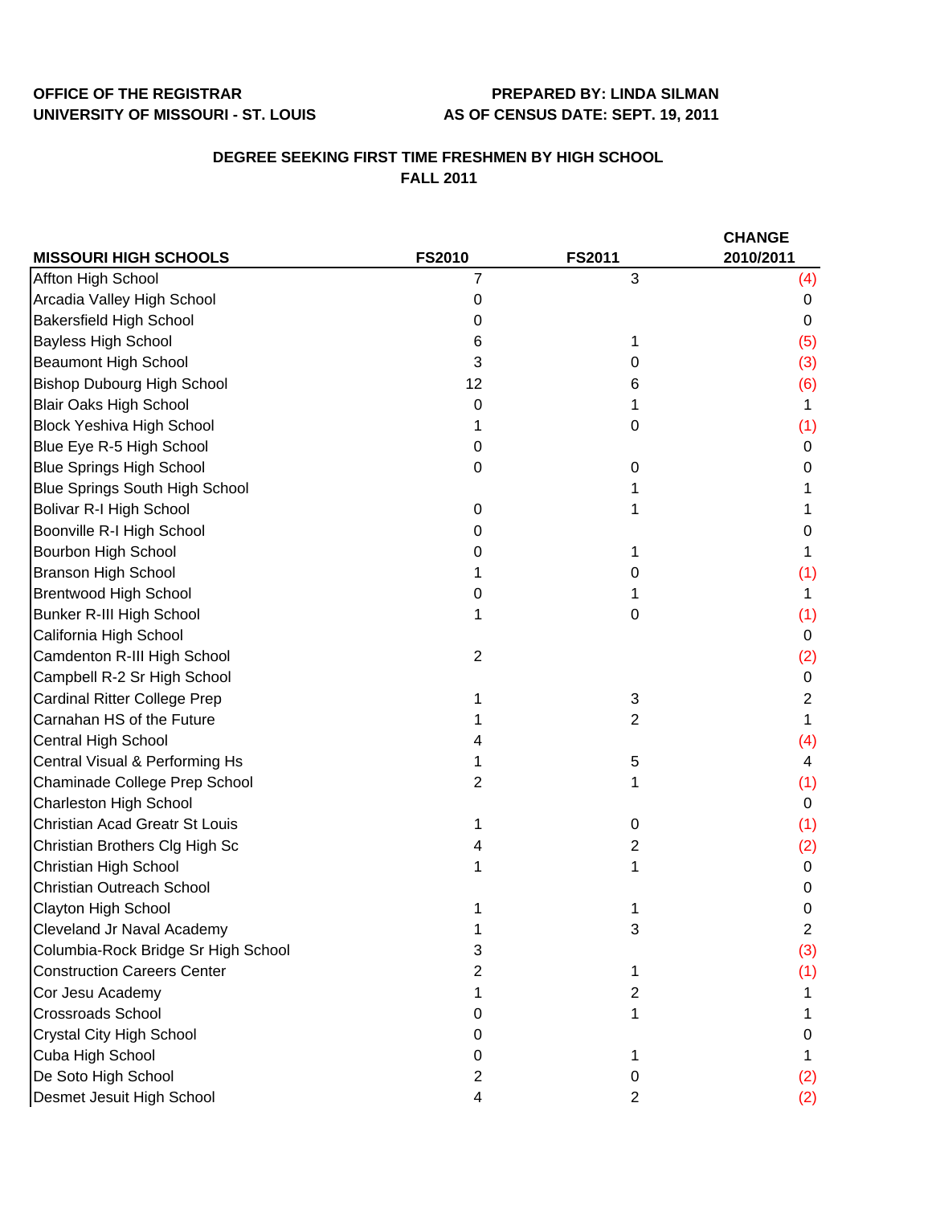**OFFICE OF THE REGISTRAR**
**UNIVERSITY OF MISSOURI - ST. LOUIS**

**PREPARED BY: LINDA SILMAN**
**AS OF CENSUS DATE: SEPT. 19, 2011**

## DEGREE SEEKING FIRST TIME FRESHMEN BY HIGH SCHOOL
## FALL 2011

| MISSOURI HIGH SCHOOLS | FS2010 | FS2011 | CHANGE 2010/2011 |
|---|---|---|---|
| Affton High School | 7 | 3 | (4) |
| Arcadia Valley High School | 0 | | 0 |
| Bakersfield High School | 0 | | 0 |
| Bayless High School | 6 | 1 | (5) |
| Beaumont High School | 3 | 0 | (3) |
| Bishop Dubourg High School | 12 | 6 | (6) |
| Blair Oaks High School | 0 | 1 | 1 |
| Block Yeshiva High School | 1 | 0 | (1) |
| Blue Eye R-5 High School | 0 | | 0 |
| Blue Springs High School | 0 | 0 | 0 |
| Blue Springs South High School | | 1 | 1 |
| Bolivar R-I High School | 0 | 1 | 1 |
| Boonville R-I High School | 0 | | 0 |
| Bourbon High School | 0 | 1 | 1 |
| Branson High School | 1 | 0 | (1) |
| Brentwood High School | 0 | 1 | 1 |
| Bunker R-III High School | 1 | 0 | (1) |
| California High School | | | 0 |
| Camdenton R-III High School | 2 | | (2) |
| Campbell R-2 Sr High School | | | 0 |
| Cardinal Ritter College Prep | 1 | 3 | 2 |
| Carnahan HS of the Future | 1 | 2 | 1 |
| Central High School | 4 | | (4) |
| Central Visual & Performing Hs | 1 | 5 | 4 |
| Chaminade College Prep School | 2 | 1 | (1) |
| Charleston High School | | | 0 |
| Christian Acad Greatr St Louis | 1 | 0 | (1) |
| Christian Brothers Clg High Sc | 4 | 2 | (2) |
| Christian High School | 1 | 1 | 0 |
| Christian Outreach School | | | 0 |
| Clayton High School | 1 | 1 | 0 |
| Cleveland Jr Naval Academy | 1 | 3 | 2 |
| Columbia-Rock Bridge Sr High School | 3 | | (3) |
| Construction Careers Center | 2 | 1 | (1) |
| Cor Jesu Academy | 1 | 2 | 1 |
| Crossroads School | 0 | 1 | 1 |
| Crystal City High School | 0 | | 0 |
| Cuba High School | 0 | 1 | 1 |
| De Soto High School | 2 | 0 | (2) |
| Desmet Jesuit High School | 4 | 2 | (2) |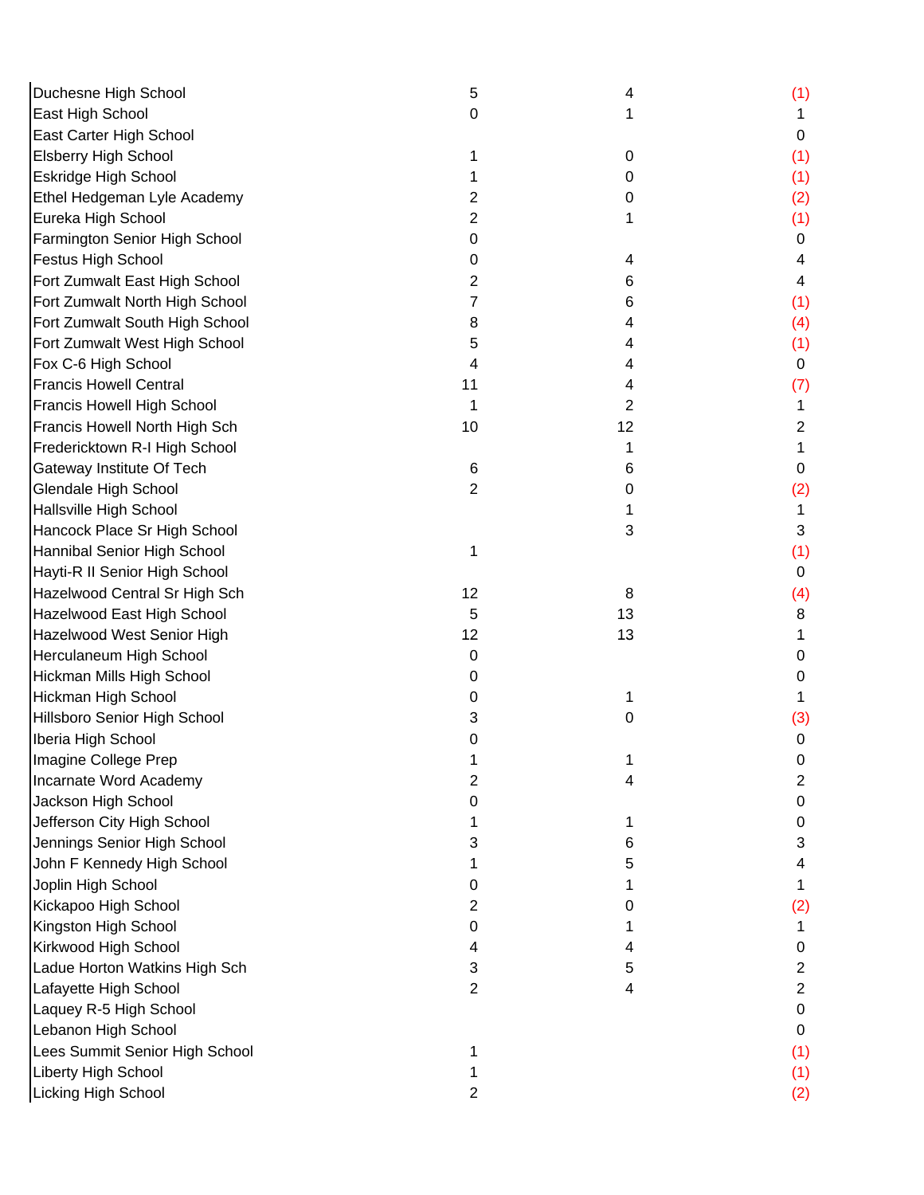| | | | |
|---|---|---|---|
| Duchesne High School | 5 | 4 | (1) |
| East High School | 0 | 1 | 1 |
| East Carter High School | | | 0 |
| Elsberry High School | 1 | 0 | (1) |
| Eskridge High School | 1 | 0 | (1) |
| Ethel Hedgeman Lyle Academy | 2 | 0 | (2) |
| Eureka High School | 2 | 1 | (1) |
| Farmington Senior High School | 0 | | 0 |
| Festus High School | 0 | 4 | 4 |
| Fort Zumwalt East High School | 2 | 6 | 4 |
| Fort Zumwalt North High School | 7 | 6 | (1) |
| Fort Zumwalt South High School | 8 | 4 | (4) |
| Fort Zumwalt West High School | 5 | 4 | (1) |
| Fox C-6 High School | 4 | 4 | 0 |
| Francis Howell Central | 11 | 4 | (7) |
| Francis Howell High School | 1 | 2 | 1 |
| Francis Howell North High Sch | 10 | 12 | 2 |
| Fredericktown R-I High School | | 1 | 1 |
| Gateway Institute Of Tech | 6 | 6 | 0 |
| Glendale High School | 2 | 0 | (2) |
| Hallsville High School | | 1 | 1 |
| Hancock Place Sr High School | | 3 | 3 |
| Hannibal Senior High School | 1 | | (1) |
| Hayti-R II Senior High School | | | 0 |
| Hazelwood Central Sr High Sch | 12 | 8 | (4) |
| Hazelwood East High School | 5 | 13 | 8 |
| Hazelwood West Senior High | 12 | 13 | 1 |
| Herculaneum High School | 0 | | 0 |
| Hickman Mills High School | 0 | | 0 |
| Hickman High School | 0 | 1 | 1 |
| Hillsboro Senior High School | 3 | 0 | (3) |
| Iberia High School | 0 | | 0 |
| Imagine College Prep | 1 | 1 | 0 |
| Incarnate Word Academy | 2 | 4 | 2 |
| Jackson High School | 0 | | 0 |
| Jefferson City High School | 1 | 1 | 0 |
| Jennings Senior High School | 3 | 6 | 3 |
| John F Kennedy High School | 1 | 5 | 4 |
| Joplin High School | 0 | 1 | 1 |
| Kickapoo High School | 2 | 0 | (2) |
| Kingston High School | 0 | 1 | 1 |
| Kirkwood High School | 4 | 4 | 0 |
| Ladue Horton Watkins High Sch | 3 | 5 | 2 |
| Lafayette High School | 2 | 4 | 2 |
| Laquey R-5 High School | | | 0 |
| Lebanon High School | | | 0 |
| Lees Summit Senior High School | 1 | | (1) |
| Liberty High School | 1 | | (1) |
| Licking High School | 2 | | (2) |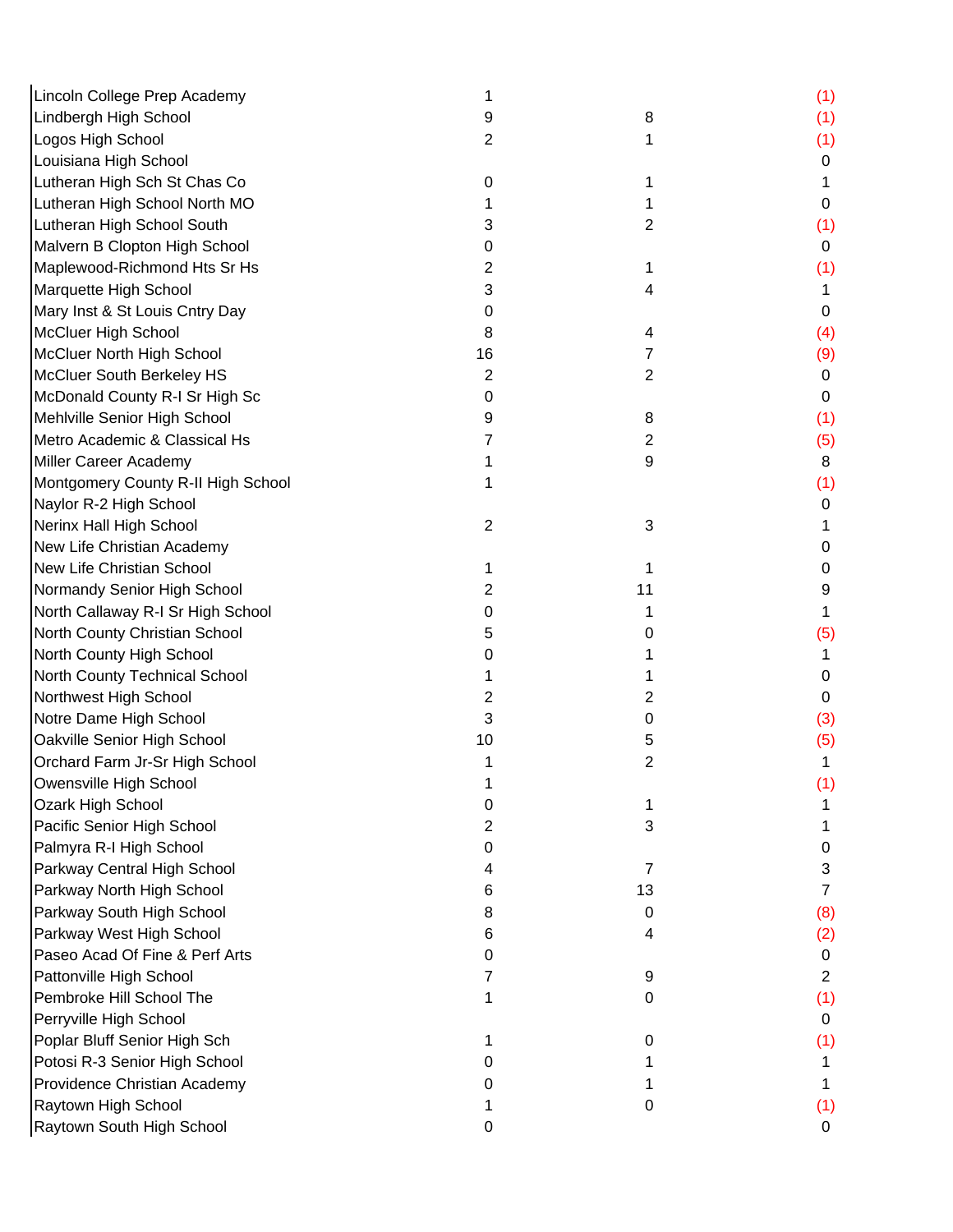| | | | |
|---|---|---|---|
| Lincoln College Prep Academy | 1 | | (1) |
| Lindbergh High School | 9 | 8 | (1) |
| Logos High School | 2 | 1 | (1) |
| Louisiana High School | | | 0 |
| Lutheran High Sch St Chas Co | 0 | 1 | 1 |
| Lutheran High School North MO | 1 | 1 | 0 |
| Lutheran High School South | 3 | 2 | (1) |
| Malvern B Clopton High School | 0 | | 0 |
| Maplewood-Richmond Hts Sr Hs | 2 | 1 | (1) |
| Marquette High School | 3 | 4 | 1 |
| Mary Inst & St Louis Cntry Day | 0 | | 0 |
| McCluer High School | 8 | 4 | (4) |
| McCluer North High School | 16 | 7 | (9) |
| McCluer South Berkeley HS | 2 | 2 | 0 |
| McDonald County R-I Sr High Sc | 0 | | 0 |
| Mehlville Senior High School | 9 | 8 | (1) |
| Metro Academic & Classical Hs | 7 | 2 | (5) |
| Miller Career Academy | 1 | 9 | 8 |
| Montgomery County R-II High School | 1 | | (1) |
| Naylor R-2 High School | | | 0 |
| Nerinx Hall High School | 2 | 3 | 1 |
| New Life Christian Academy | | | 0 |
| New Life Christian School | 1 | 1 | 0 |
| Normandy Senior High School | 2 | 11 | 9 |
| North Callaway R-I Sr High School | 0 | 1 | 1 |
| North County Christian School | 5 | 0 | (5) |
| North County High School | 0 | 1 | 1 |
| North County Technical School | 1 | 1 | 0 |
| Northwest High School | 2 | 2 | 0 |
| Notre Dame High School | 3 | 0 | (3) |
| Oakville Senior High School | 10 | 5 | (5) |
| Orchard Farm Jr-Sr High School | 1 | 2 | 1 |
| Owensville High School | 1 | | (1) |
| Ozark High School | 0 | 1 | 1 |
| Pacific Senior High School | 2 | 3 | 1 |
| Palmyra R-I High School | 0 | | 0 |
| Parkway Central High School | 4 | 7 | 3 |
| Parkway North High School | 6 | 13 | 7 |
| Parkway South High School | 8 | 0 | (8) |
| Parkway West High School | 6 | 4 | (2) |
| Paseo Acad Of Fine & Perf Arts | 0 | | 0 |
| Pattonville High School | 7 | 9 | 2 |
| Pembroke Hill School The | 1 | 0 | (1) |
| Perryville High School | | | 0 |
| Poplar Bluff Senior High Sch | 1 | 0 | (1) |
| Potosi R-3 Senior High School | 0 | 1 | 1 |
| Providence Christian Academy | 0 | 1 | 1 |
| Raytown High School | 1 | 0 | (1) |
| Raytown South High School | 0 | | 0 |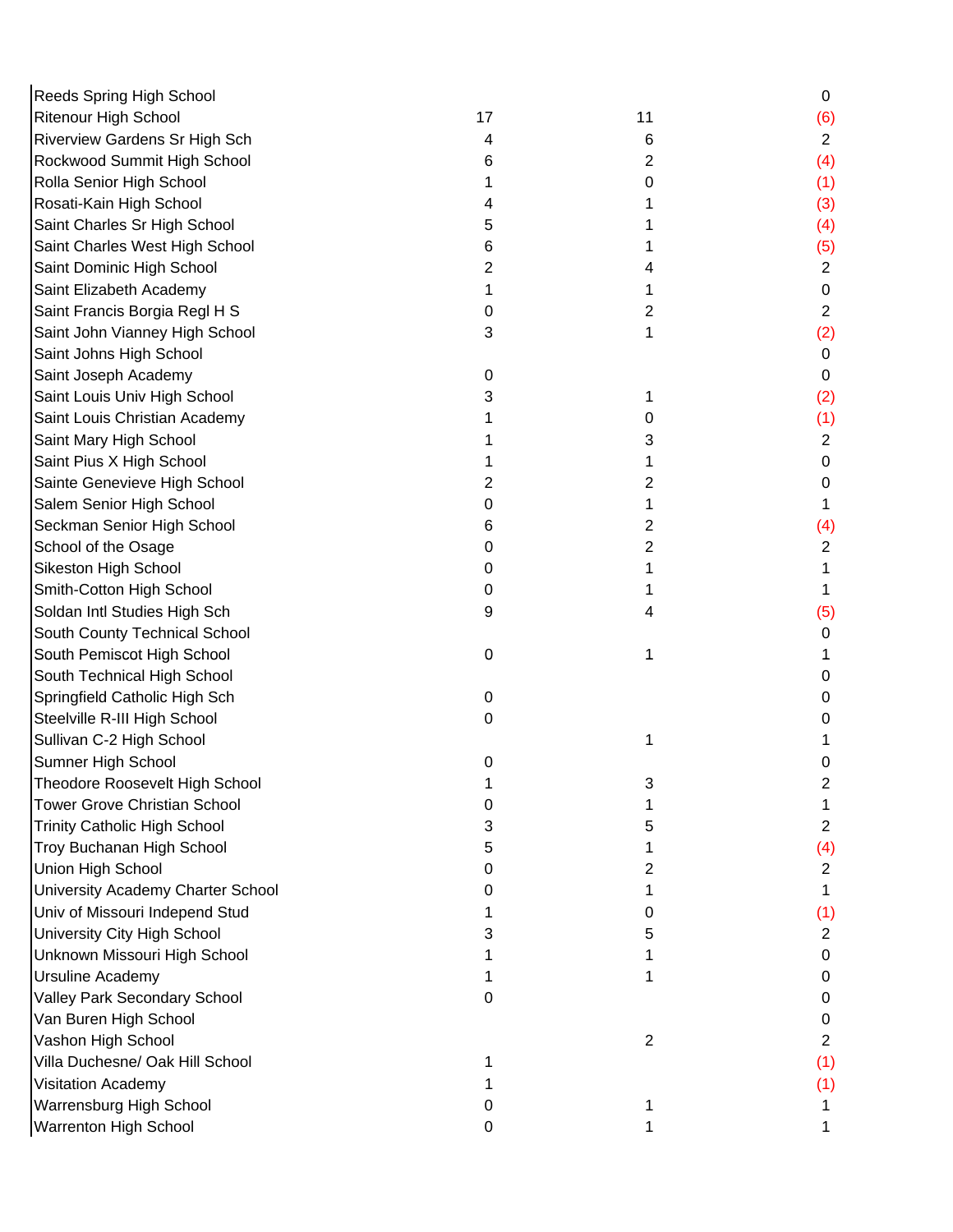| | | | |
|---|---|---|---|
| Reeds Spring High School | | | 0 |
| Ritenour High School | 17 | 11 | (6) |
| Riverview Gardens Sr High Sch | 4 | 6 | 2 |
| Rockwood Summit High School | 6 | 2 | (4) |
| Rolla Senior High School | 1 | 0 | (1) |
| Rosati-Kain High School | 4 | 1 | (3) |
| Saint Charles Sr High School | 5 | 1 | (4) |
| Saint Charles West High School | 6 | 1 | (5) |
| Saint Dominic High School | 2 | 4 | 2 |
| Saint Elizabeth Academy | 1 | 1 | 0 |
| Saint Francis Borgia Regl H S | 0 | 2 | 2 |
| Saint John Vianney High School | 3 | 1 | (2) |
| Saint Johns High School | | | 0 |
| Saint Joseph Academy | 0 | | 0 |
| Saint Louis Univ High School | 3 | 1 | (2) |
| Saint Louis Christian Academy | 1 | 0 | (1) |
| Saint Mary High School | 1 | 3 | 2 |
| Saint Pius X High School | 1 | 1 | 0 |
| Sainte Genevieve High School | 2 | 2 | 0 |
| Salem Senior High School | 0 | 1 | 1 |
| Seckman Senior High School | 6 | 2 | (4) |
| School of the Osage | 0 | 2 | 2 |
| Sikeston High School | 0 | 1 | 1 |
| Smith-Cotton High School | 0 | 1 | 1 |
| Soldan Intl Studies High Sch | 9 | 4 | (5) |
| South County Technical School | | | 0 |
| South Pemiscot High School | 0 | 1 | 1 |
| South Technical High School | | | 0 |
| Springfield Catholic High Sch | 0 | | 0 |
| Steelville R-III High School | 0 | | 0 |
| Sullivan C-2 High School | | 1 | 1 |
| Sumner High School | 0 | | 0 |
| Theodore Roosevelt High School | 1 | 3 | 2 |
| Tower Grove Christian School | 0 | 1 | 1 |
| Trinity Catholic High School | 3 | 5 | 2 |
| Troy Buchanan High School | 5 | 1 | (4) |
| Union High School | 0 | 2 | 2 |
| University Academy Charter School | 0 | 1 | 1 |
| Univ of Missouri Independ Stud | 1 | 0 | (1) |
| University City High School | 3 | 5 | 2 |
| Unknown Missouri High School | 1 | 1 | 0 |
| Ursuline Academy | 1 | 1 | 0 |
| Valley Park Secondary School | 0 | | 0 |
| Van Buren High School | | | 0 |
| Vashon High School | | 2 | 2 |
| Villa Duchesne/ Oak Hill School | 1 | | (1) |
| Visitation Academy | 1 | | (1) |
| Warrensburg High School | 0 | 1 | 1 |
| Warrenton High School | 0 | 1 | 1 |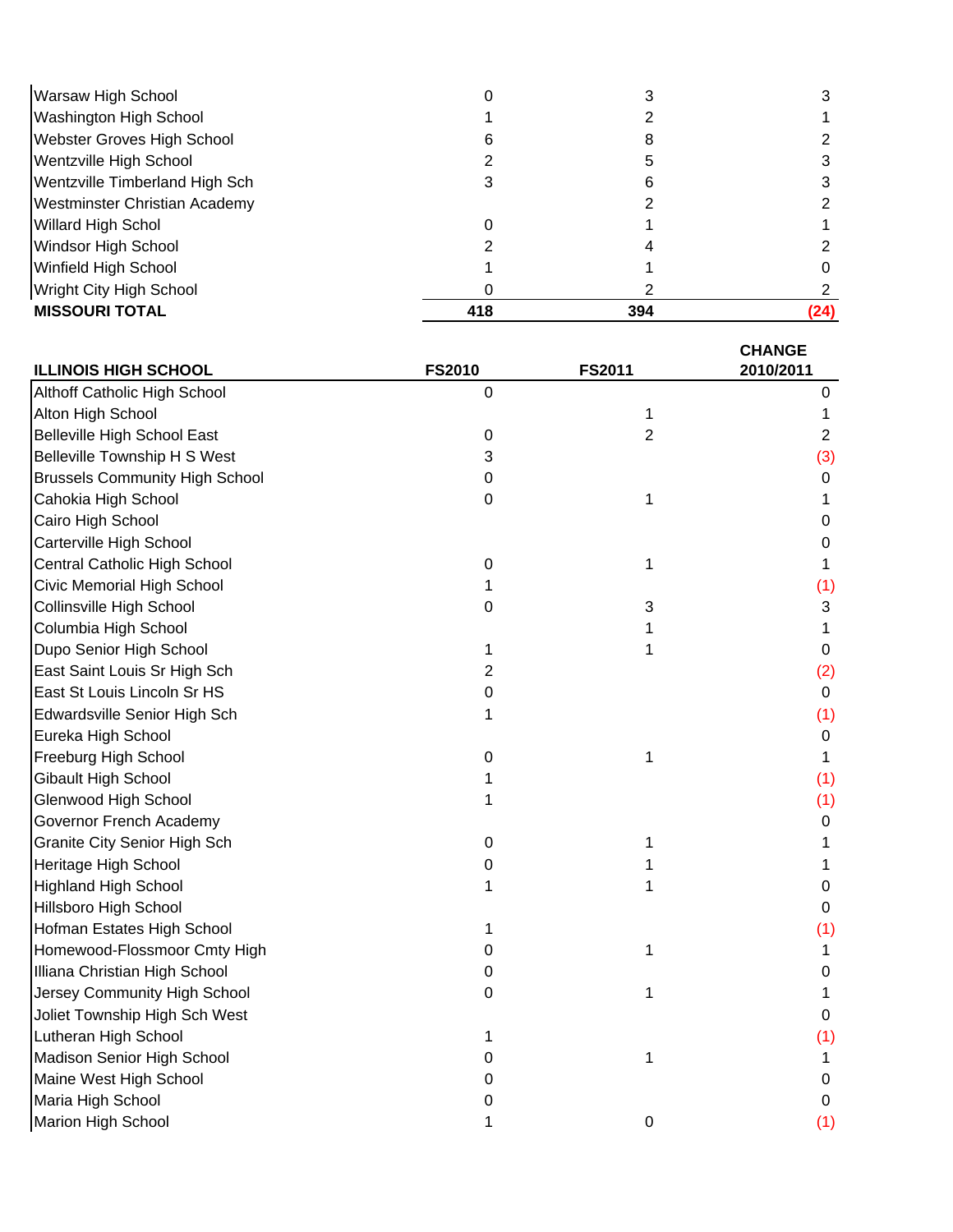| | | | |
|---|---|---|---|
| Warsaw High School | 0 | 3 | 3 |
| Washington High School | 1 | 2 | 1 |
| Webster Groves High School | 6 | 8 | 2 |
| Wentzville High School | 2 | 5 | 3 |
| Wentzville Timberland High Sch | 3 | 6 | 3 |
| Westminster Christian Academy | | 2 | 2 |
| Willard High Schol | 0 | 1 | 1 |
| Windsor High School | 2 | 4 | 2 |
| Winfield High School | 1 | 1 | 0 |
| Wright City High School | 0 | 2 | 2 |
| **MISSOURI TOTAL** | **418** | **394** | **(24)** |

| ILLINOIS HIGH SCHOOL | FS2010 | FS2011 | CHANGE 2010/2011 |
|---|---|---|---|
| Althoff Catholic High School | 0 | | 0 |
| Alton High School | | 1 | 1 |
| Belleville High School East | 0 | 2 | 2 |
| Belleville Township H S West | 3 | | (3) |
| Brussels Community High School | 0 | | 0 |
| Cahokia High School | 0 | 1 | 1 |
| Cairo High School | | | 0 |
| Carterville High School | | | 0 |
| Central Catholic High School | 0 | 1 | 1 |
| Civic Memorial High School | 1 | | (1) |
| Collinsville High School | 0 | 3 | 3 |
| Columbia High School | | 1 | 1 |
| Dupo Senior High School | 1 | 1 | 0 |
| East Saint Louis Sr High Sch | 2 | | (2) |
| East St Louis Lincoln Sr HS | 0 | | 0 |
| Edwardsville Senior High Sch | 1 | | (1) |
| Eureka High School | | | 0 |
| Freeburg High School | 0 | 1 | 1 |
| Gibault High School | 1 | | (1) |
| Glenwood High School | 1 | | (1) |
| Governor French Academy | | | 0 |
| Granite City Senior High Sch | 0 | 1 | 1 |
| Heritage High School | 0 | 1 | 1 |
| Highland High School | 1 | 1 | 0 |
| Hillsboro High School | | | 0 |
| Hofman Estates High School | 1 | | (1) |
| Homewood-Flossmoor Cmty High | 0 | 1 | 1 |
| Illiana Christian High School | 0 | | 0 |
| Jersey Community High School | 0 | 1 | 1 |
| Joliet Township High Sch West | | | 0 |
| Lutheran High School | 1 | | (1) |
| Madison Senior High School | 0 | 1 | 1 |
| Maine West High School | 0 | | 0 |
| Maria High School | 0 | | 0 |
| Marion High School | 1 | 0 | (1) |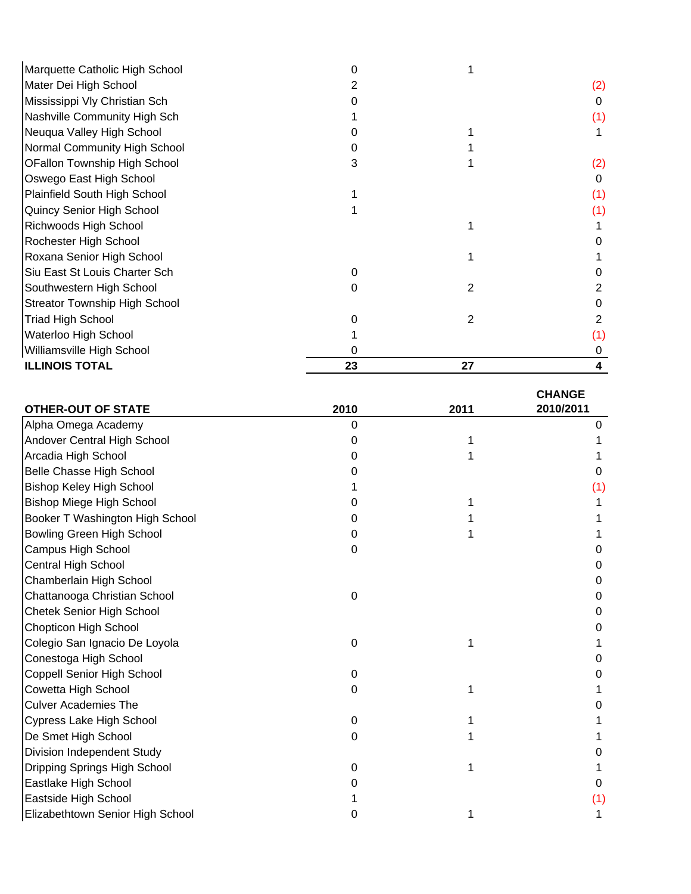| | | | |
|---|---|---|---|
| Marquette Catholic High School | 0 | 1 | |
| Mater Dei High School | 2 | | (2) |
| Mississippi Vly Christian Sch | 0 | | 0 |
| Nashville Community High Sch | 1 | | (1) |
| Neuqua Valley High School | 0 | 1 | 1 |
| Normal Community High School | 0 | 1 | |
| OFallon Township High School | 3 | 1 | (2) |
| Oswego East High School | | | 0 |
| Plainfield South High School | 1 | | (1) |
| Quincy Senior High School | 1 | | (1) |
| Richwoods High School | | 1 | 1 |
| Rochester High School | | | 0 |
| Roxana Senior High School | | 1 | 1 |
| Siu East St Louis Charter Sch | 0 | | 0 |
| Southwestern High School | 0 | 2 | 2 |
| Streator Township High School | | | 0 |
| Triad High School | 0 | 2 | 2 |
| Waterloo High School | 1 | | (1) |
| Williamsville High School | 0 | | 0 |
| **ILLINOIS TOTAL** | **23** | **27** | **4** |

| OTHER-OUT OF STATE | 2010 | 2011 | CHANGE 2010/2011 |
|---|---|---|---|
| Alpha Omega Academy | 0 | | 0 |
| Andover Central High School | 0 | 1 | 1 |
| Arcadia High School | 0 | 1 | 1 |
| Belle Chasse High School | 0 | | 0 |
| Bishop Keley High School | 1 | | (1) |
| Bishop Miege High School | 0 | 1 | 1 |
| Booker T Washington High School | 0 | 1 | 1 |
| Bowling Green High School | 0 | 1 | 1 |
| Campus High School | 0 | | 0 |
| Central High School | | | 0 |
| Chamberlain High School | | | 0 |
| Chattanooga Christian School | 0 | | 0 |
| Chetek Senior High School | | | 0 |
| Chopticon High School | | | 0 |
| Colegio San Ignacio De Loyola | 0 | 1 | 1 |
| Conestoga High School | | | 0 |
| Coppell Senior High School | 0 | | 0 |
| Cowetta High School | 0 | 1 | 1 |
| Culver Academies The | | | 0 |
| Cypress Lake High School | 0 | 1 | 1 |
| De Smet High School | 0 | 1 | 1 |
| Division Independent Study | | | 0 |
| Dripping Springs High School | 0 | 1 | 1 |
| Eastlake High School | 0 | | 0 |
| Eastside High School | 1 | | (1) |
| Elizabethtown Senior High School | 0 | 1 | 1 |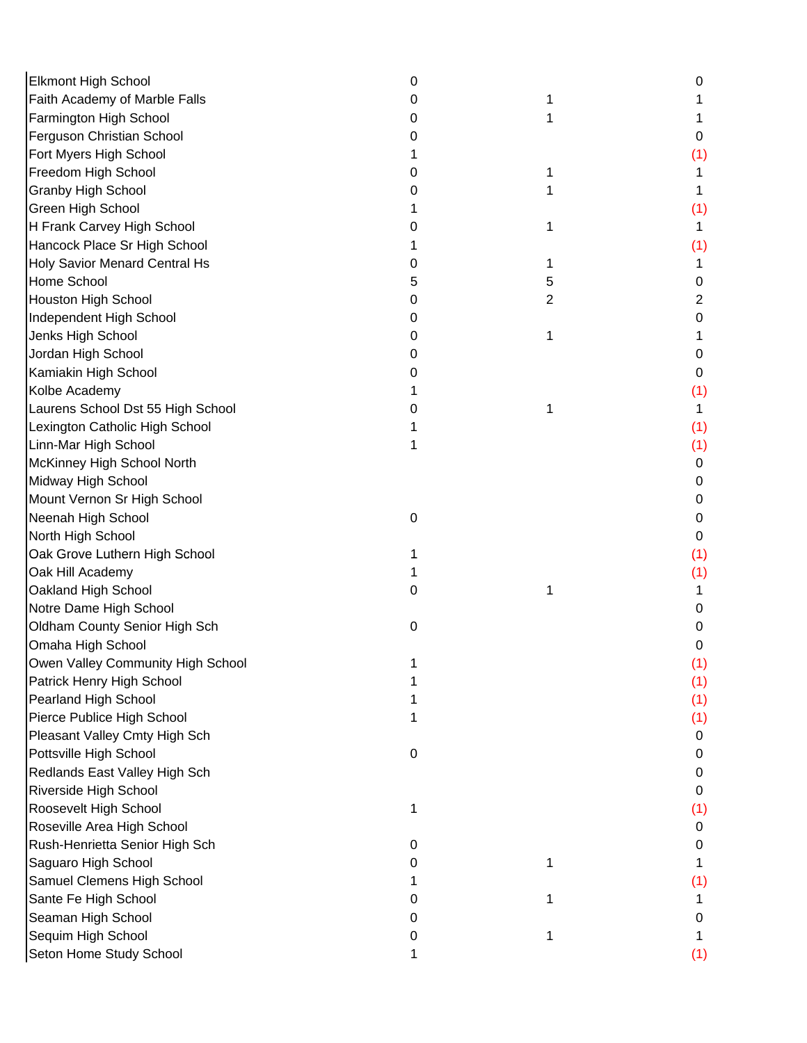| | | | |
|---|---|---|---|
| Elkmont High School | 0 | | 0 |
| Faith Academy of Marble Falls | 0 | 1 | 1 |
| Farmington High School | 0 | 1 | 1 |
| Ferguson Christian School | 0 | | 0 |
| Fort Myers High School | 1 | | (1) |
| Freedom High School | 0 | 1 | 1 |
| Granby High School | 0 | 1 | 1 |
| Green High School | 1 | | (1) |
| H Frank Carvey High School | 0 | 1 | 1 |
| Hancock Place Sr High School | 1 | | (1) |
| Holy Savior Menard Central Hs | 0 | 1 | 1 |
| Home School | 5 | 5 | 0 |
| Houston High School | 0 | 2 | 2 |
| Independent High School | 0 | | 0 |
| Jenks High School | 0 | 1 | 1 |
| Jordan High School | 0 | | 0 |
| Kamiakin High School | 0 | | 0 |
| Kolbe Academy | 1 | | (1) |
| Laurens School Dst 55 High School | 0 | 1 | 1 |
| Lexington Catholic High School | 1 | | (1) |
| Linn-Mar High School | 1 | | (1) |
| McKinney High School North | | | 0 |
| Midway High School | | | 0 |
| Mount Vernon Sr High School | | | 0 |
| Neenah High School | 0 | | 0 |
| North High School | | | 0 |
| Oak Grove Luthern High School | 1 | | (1) |
| Oak Hill Academy | 1 | | (1) |
| Oakland High School | 0 | 1 | 1 |
| Notre Dame High School | | | 0 |
| Oldham County Senior High Sch | 0 | | 0 |
| Omaha High School | | | 0 |
| Owen Valley Community High School | 1 | | (1) |
| Patrick Henry High School | 1 | | (1) |
| Pearland High School | 1 | | (1) |
| Pierce Publice High School | 1 | | (1) |
| Pleasant Valley Cmty High Sch | | | 0 |
| Pottsville High School | 0 | | 0 |
| Redlands East Valley High Sch | | | 0 |
| Riverside High School | | | 0 |
| Roosevelt High School | 1 | | (1) |
| Roseville Area High School | | | 0 |
| Rush-Henrietta Senior High Sch | 0 | | 0 |
| Saguaro High School | 0 | 1 | 1 |
| Samuel Clemens High School | 1 | | (1) |
| Sante Fe High School | 0 | 1 | 1 |
| Seaman High School | 0 | | 0 |
| Sequim High School | 0 | 1 | 1 |
| Seton Home Study School | 1 | | (1) |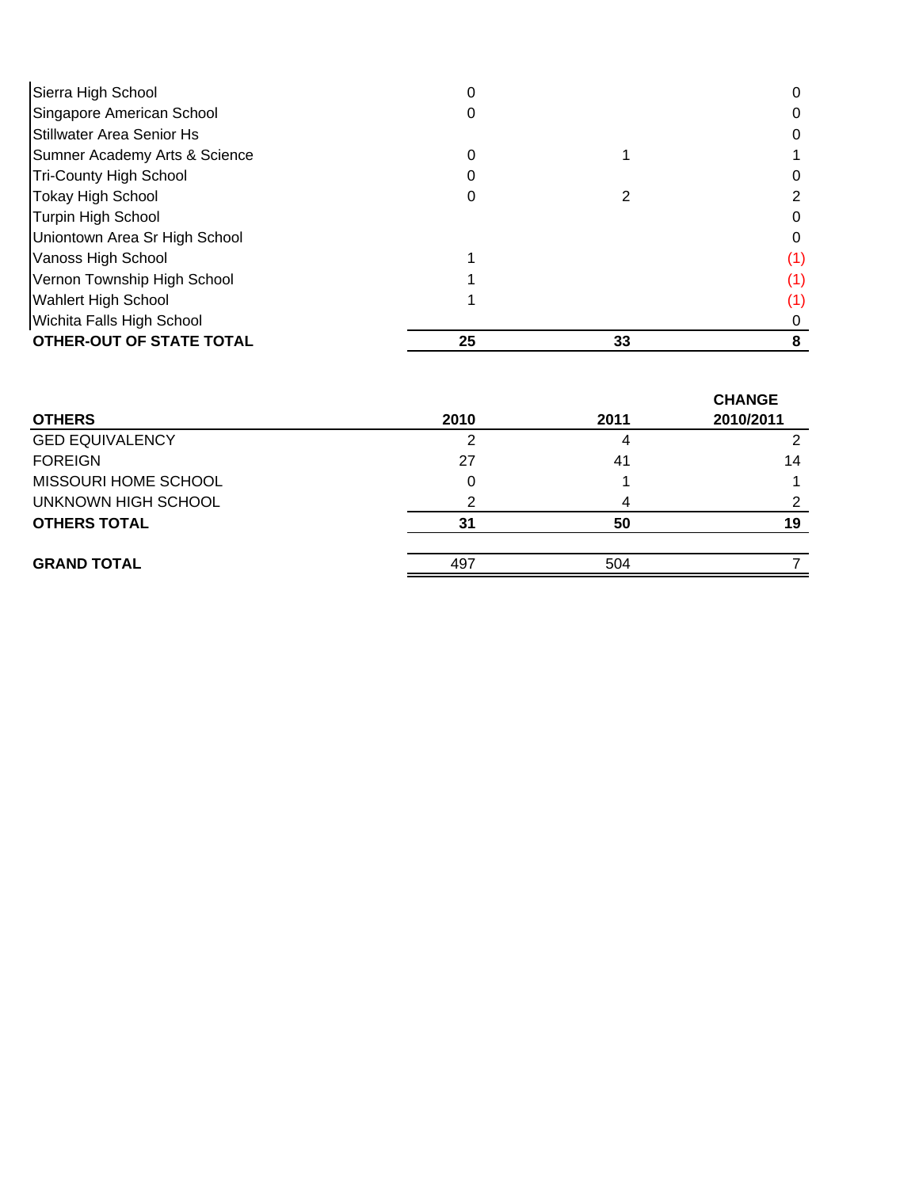| | | | |
|---|---|---|---|
| Sierra High School | 0 | | 0 |
| Singapore American School | 0 | | 0 |
| Stillwater Area Senior Hs | | | 0 |
| Sumner Academy Arts & Science | 0 | 1 | 1 |
| Tri-County High School | 0 | | 0 |
| Tokay High School | 0 | 2 | 2 |
| Turpin High School | | | 0 |
| Uniontown Area Sr High School | | | 0 |
| Vanoss High School | 1 | | (1) |
| Vernon Township High School | 1 | | (1) |
| Wahlert High School | 1 | | (1) |
| Wichita Falls High School | | | 0 |
| **OTHER-OUT OF STATE TOTAL** | **25** | **33** | **8** |

| **OTHERS** | **2010** | **2011** | **CHANGE 2010/2011** |
|---|---|---|---|
| GED EQUIVALENCY | 2 | 4 | 2 |
| FOREIGN | 27 | 41 | 14 |
| MISSOURI HOME SCHOOL | 0 | 1 | 1 |
| UNKNOWN HIGH SCHOOL | 2 | 4 | 2 |
| **OTHERS TOTAL** | **31** | **50** | **19** |
| | | | |
| **GRAND TOTAL** | 497 | 504 | 7 |